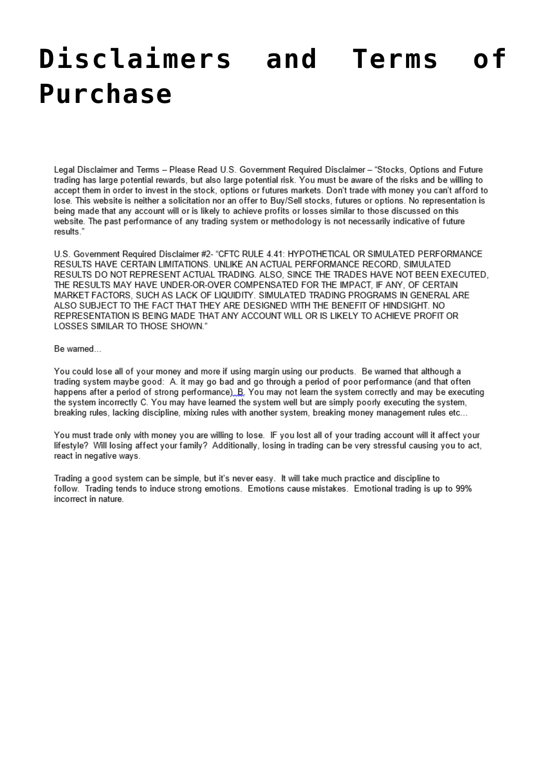# Disclaimers and Terms of Purchase

Legal Disclaimer and Terms – Please Read U.S. Government Required Disclaimer – "Stocks, Options and Future trading has large potential rewards, but also large potential risk. You must be aware of the risks and be willing to accept them in order to invest in the stock, options or futures markets. Don't trade with money you can't afford to lose. This website is neither a solicitation nor an offer to Buy/Sell stocks, futures or options. No representation is being made that any account will or is likely to achieve profits or losses similar to those discussed on this website. The past performance of any trading system or methodology is not necessarily indicative of future results."

U.S. Government Required Disclaimer #2- "CFTC RULE 4.41: HYPOTHETICAL OR SIMULATED PERFORMANCE RESULTS HAVE CERTAIN LIMITATIONS. UNLIKE AN ACTUAL PERFORMANCE RECORD, SIMULATED RESULTS DO NOT REPRESENT ACTUAL TRADING. ALSO, SINCE THE TRADES HAVE NOT BEEN EXECUTED, THE RESULTS MAY HAVE UNDER-OR-OVER COMPENSATED FOR THE IMPACT, IF ANY, OF CERTAIN MARKET FACTORS, SUCH AS LACK OF LIQUIDITY. SIMULATED TRADING PROGRAMS IN GENERAL ARE ALSO SUBJECT TO THE FACT THAT THEY ARE DESIGNED WITH THE BENEFIT OF HINDSIGHT. NO REPRESENTATION IS BEING MADE THAT ANY ACCOUNT WILL OR IS LIKELY TO ACHIEVE PROFIT OR LOSSES SIMILAR TO THOSE SHOWN."

Be warned…

You could lose all of your money and more if using margin using our products. Be warned that although a trading system maybe good: A. it may go bad and go through a period of poor performance (and that often happens after a period of strong performance). B. You may not learn the system correctly and may be executing the system incorrectly C. You may have learned the system well but are simply poorly executing the system, breaking rules, lacking discipline, mixing rules with another system, breaking money management rules etc…

You must trade only with money you are willing to lose. IF you lost all of your trading account will it affect your lifestyle? Will losing affect your family? Additionally, losing in trading can be very stressful causing you to act, react in negative ways.

Trading a good system can be simple, but it's never easy. It will take much practice and discipline to follow. Trading tends to induce strong emotions. Emotions cause mistakes. Emotional trading is up to 99% incorrect in nature.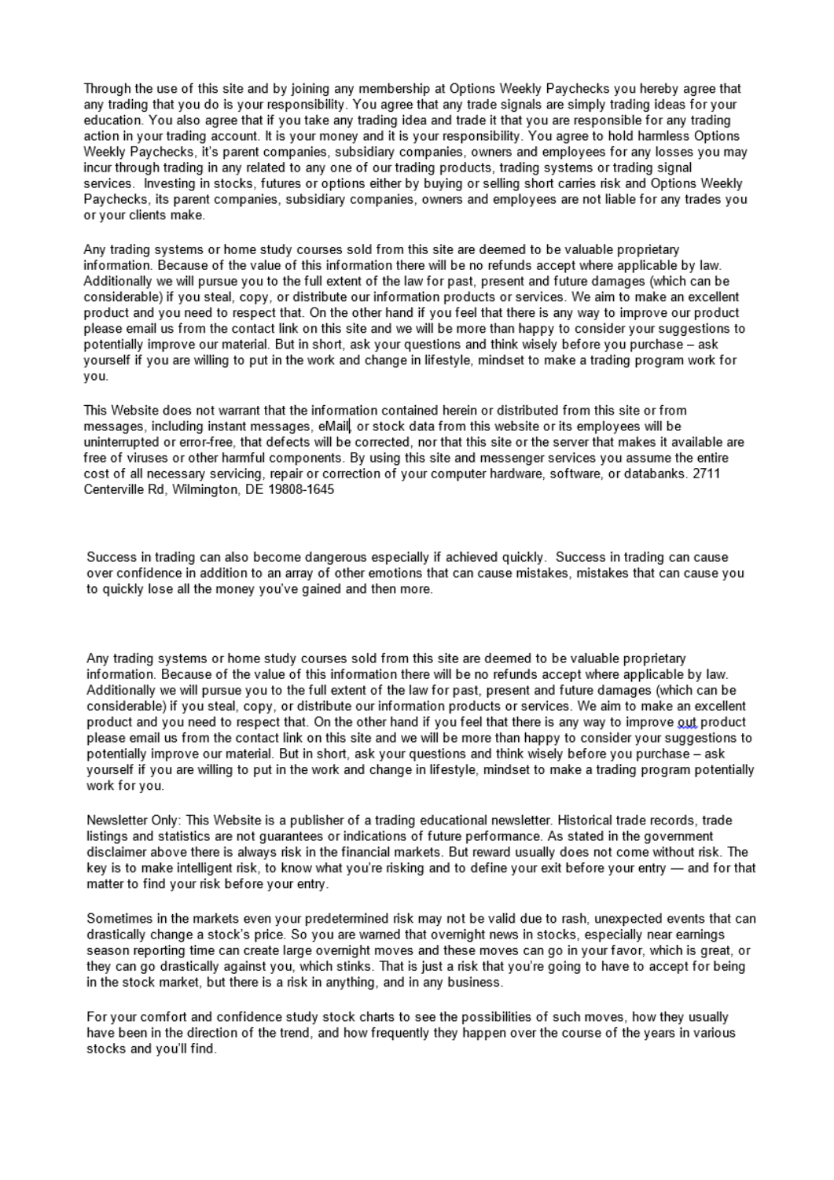Through the use of this site and by joining any membership at Options Weekly Paychecks you hereby agree that any trading that you do is your responsibility. You agree that any trade signals are simply trading ideas for your education. You also agree that if you take any trading idea and trade it that you are responsible for any trading action in your trading account. It is your money and it is your responsibility. You agree to hold harmless Options Weekly Paychecks, it's parent companies, subsidiary companies, owners and employees for any losses you may incur through trading in any related to any one of our trading products, trading systems or trading signal services. Investing in stocks, futures or options either by buying or selling short carries risk and Options Weekly Paychecks, its parent companies, subsidiary companies, owners and employees are not liable for any trades you or your clients make.

Any trading systems or home study courses sold from this site are deemed to be valuable proprietary information. Because of the value of this information there will be no refunds accept where applicable by law. Additionally we will pursue you to the full extent of the law for past, present and future damages (which can be considerable) if you steal, copy, or distribute our information products or services. We aim to make an excellent product and you need to respect that. On the other hand if you feel that there is any way to improve our product please email us from the contact link on this site and we will be more than happy to consider your suggestions to potentially improve our material. But in short, ask your questions and think wisely before you purchase – ask yourself if you are willing to put in the work and change in lifestyle, mindset to make a trading program work for you.

This Website does not warrant that the information contained herein or distributed from this site or from messages, including instant messages, eMail, or stock data from this website or its employees will be uninterrupted or error-free, that defects will be corrected, nor that this site or the server that makes it available are free of viruses or other harmful components. By using this site and messenger services you assume the entire cost of all necessary servicing, repair or correction of your computer hardware, software, or databanks. 2711 Centerville Rd, Wilmington, DE 19808-1645

Success in trading can also become dangerous especially if achieved quickly. Success in trading can cause over confidence in addition to an array of other emotions that can cause mistakes, mistakes that can cause you to quickly lose all the money you've gained and then more.

Any trading systems or home study courses sold from this site are deemed to be valuable proprietary information. Because of the value of this information there will be no refunds accept where applicable by law. Additionally we will pursue you to the full extent of the law for past, present and future damages (which can be considerable) if you steal, copy, or distribute our information products or services. We aim to make an excellent product and you need to respect that. On the other hand if you feel that there is any way to improve out product please email us from the contact link on this site and we will be more than happy to consider your suggestions to potentially improve our material. But in short, ask your questions and think wisely before you purchase – ask yourself if you are willing to put in the work and change in lifestyle, mindset to make a trading program potentially work for you.

Newsletter Only: This Website is a publisher of a trading educational newsletter. Historical trade records, trade listings and statistics are not guarantees or indications of future performance. As stated in the government disclaimer above there is always risk in the financial markets. But reward usually does not come without risk. The key is to make intelligent risk, to know what you're risking and to define your exit before your entry — and for that matter to find your risk before your entry.

Sometimes in the markets even your predetermined risk may not be valid due to rash, unexpected events that can drastically change a stock's price. So you are warned that overnight news in stocks, especially near earnings season reporting time can create large overnight moves and these moves can go in your favor, which is great, or they can go drastically against you, which stinks. That is just a risk that you're going to have to accept for being in the stock market, but there is a risk in anything, and in any business.

For your comfort and confidence study stock charts to see the possibilities of such moves, how they usually have been in the direction of the trend, and how frequently they happen over the course of the years in various stocks and you'll find.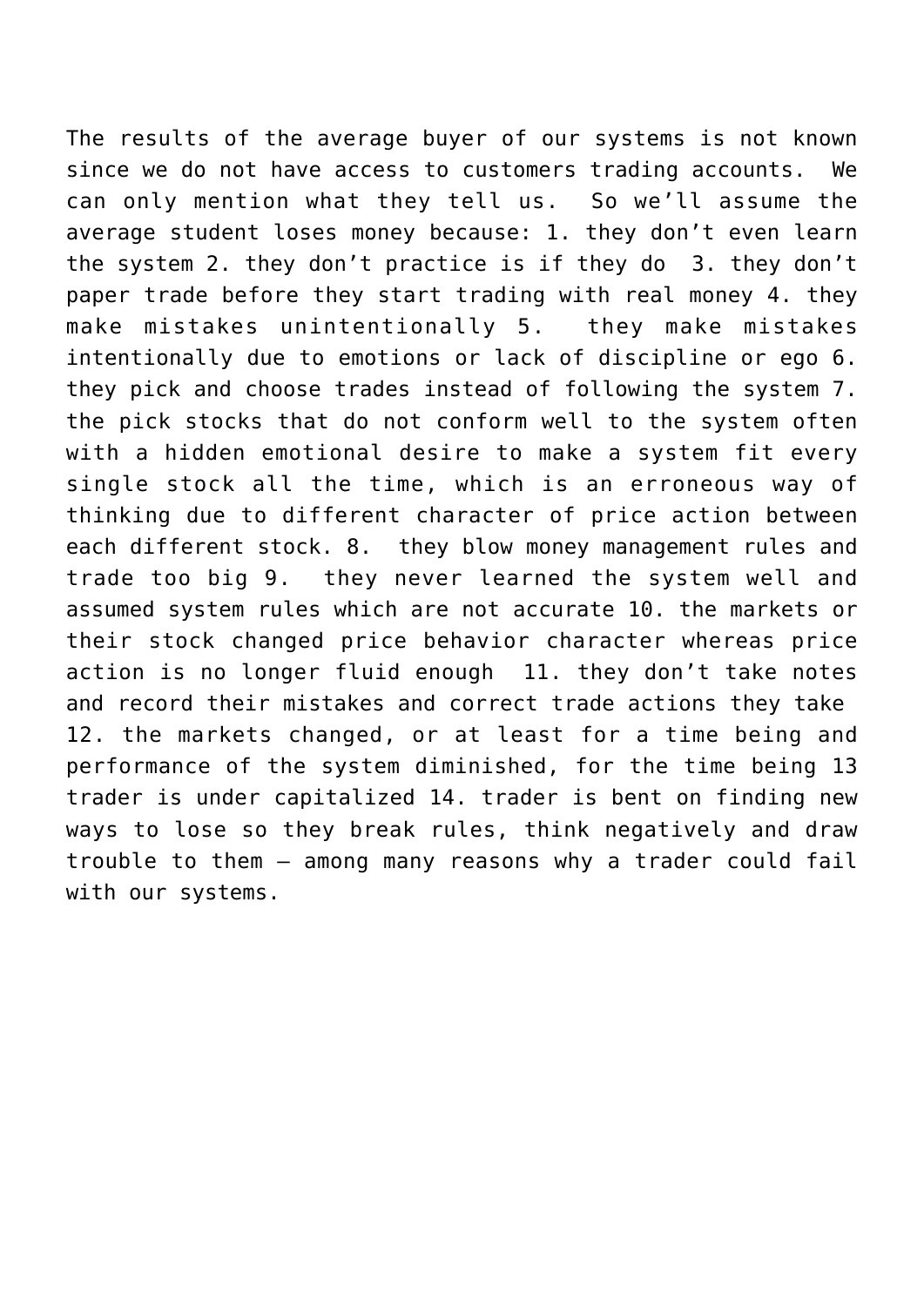The results of the average buyer of our systems is not known since we do not have access to customers trading accounts.  We can only mention what they tell us.  So we'll assume the average student loses money because: 1. they don't even learn the system 2. they don't practice is if they do  3. they don't paper trade before they start trading with real money 4. they make mistakes unintentionally 5.  they make mistakes intentionally due to emotions or lack of discipline or ego 6. they pick and choose trades instead of following the system 7. the pick stocks that do not conform well to the system often with a hidden emotional desire to make a system fit every single stock all the time, which is an erroneous way of thinking due to different character of price action between each different stock. 8.  they blow money management rules and trade too big 9.  they never learned the system well and assumed system rules which are not accurate 10. the markets or their stock changed price behavior character whereas price action is no longer fluid enough  11. they don't take notes and record their mistakes and correct trade actions they take  12. the markets changed, or at least for a time being and performance of the system diminished, for the time being 13 trader is under capitalized 14. trader is bent on finding new ways to lose so they break rules, think negatively and draw trouble to them – among many reasons why a trader could fail with our systems.